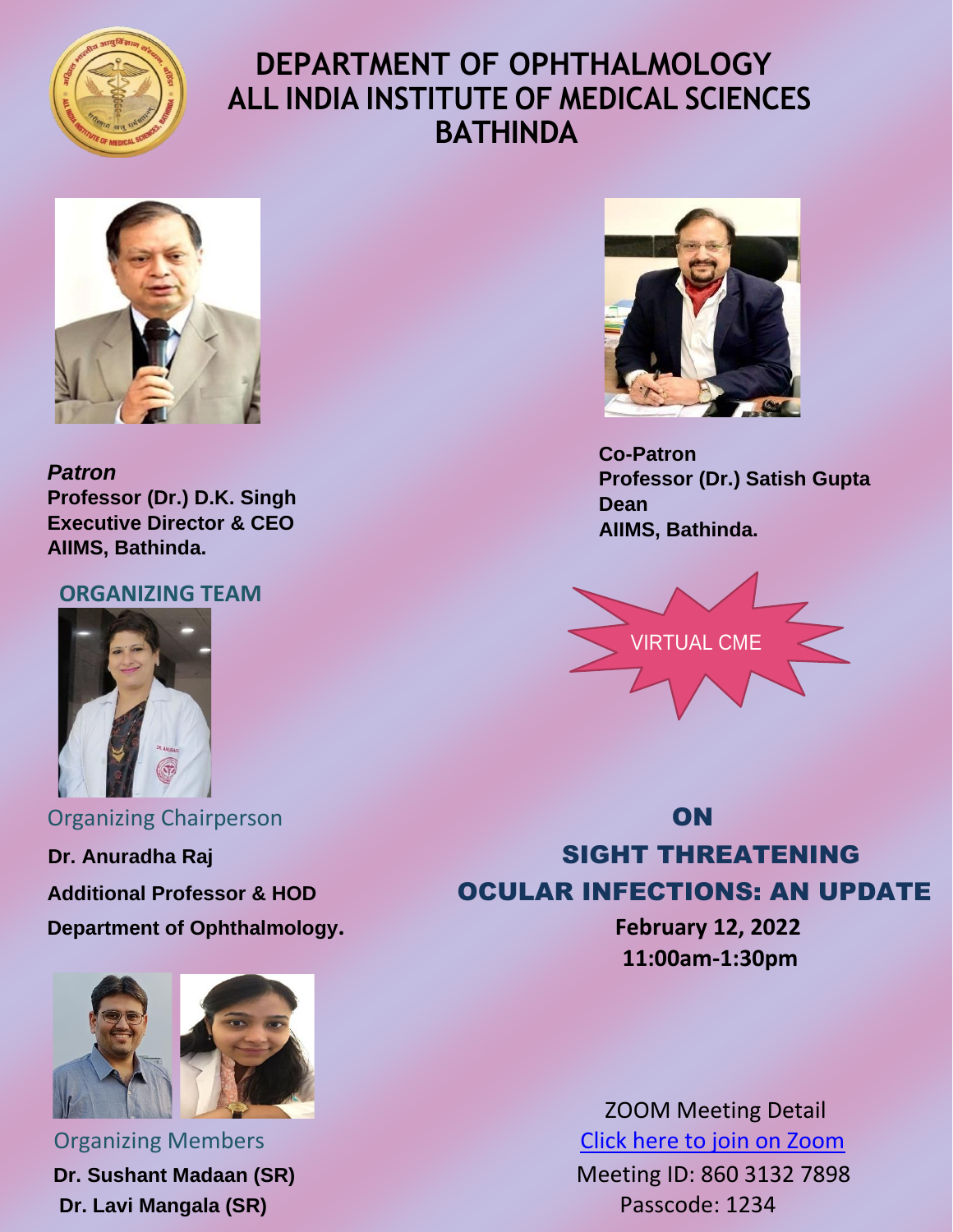# DEPARTMENT OF OPHTHALMOLOGY
# ALL INDIA INSTITUTE OF MEDICAL SCIENCES
# BATHINDA

***Patron***
**Professor (Dr.) D.K. Singh**
**Executive Director & CEO**
**AIIMS, Bathinda.**

**Co-Patron**
**Professor (Dr.) Satish Gupta**
**Dean**
**AIIMS, Bathinda.**

## ORGANIZING TEAM

Organizing Chairperson

**Dr. Anuradha Raj**
**Additional Professor & HOD**
**Department of Ophthalmology.**

Organizing Members

**Dr. Sushant Madaan (SR)**
**Dr. Lavi Mangala (SR)**

VIRTUAL CME

## ON
## SIGHT THREATENING OCULAR INFECTIONS: AN UPDATE

**February 12, 2022**
**11:00am-1:30pm**

ZOOM Meeting Detail
Click here to join on Zoom
Meeting ID: 860 3132 7898
Passcode: 1234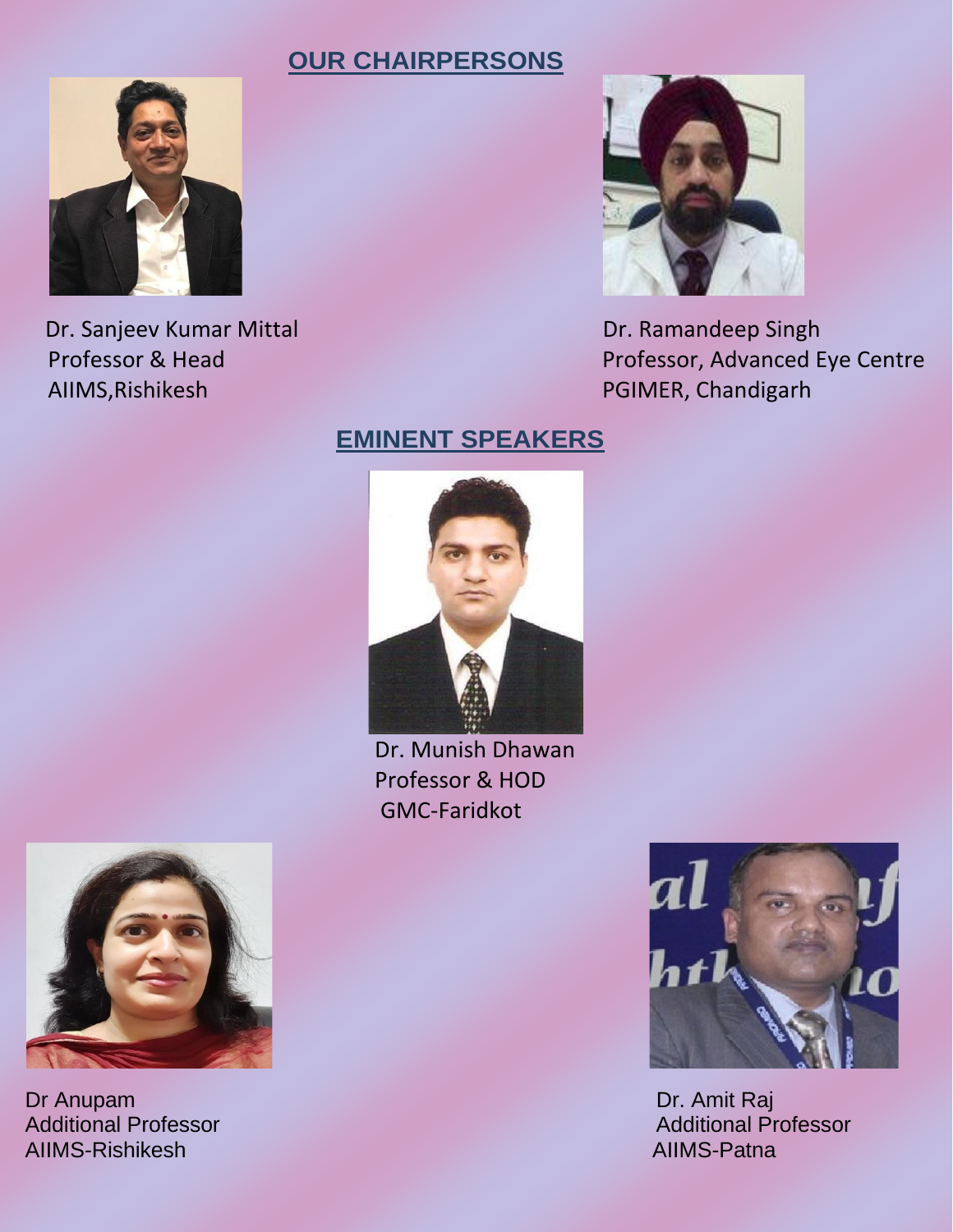## OUR CHAIRPERSONS

Dr. Sanjeev Kumar Mittal
Professor & Head
AIIMS,Rishikesh

Dr. Ramandeep Singh
Professor, Advanced Eye Centre
PGIMER, Chandigarh

## EMINENT SPEAKERS

Dr. Munish Dhawan
Professor & HOD
GMC-Faridkot

Dr Anupam
Additional Professor
AIIMS-Rishikesh

Dr. Amit Raj
Additional Professor
AIIMS-Patna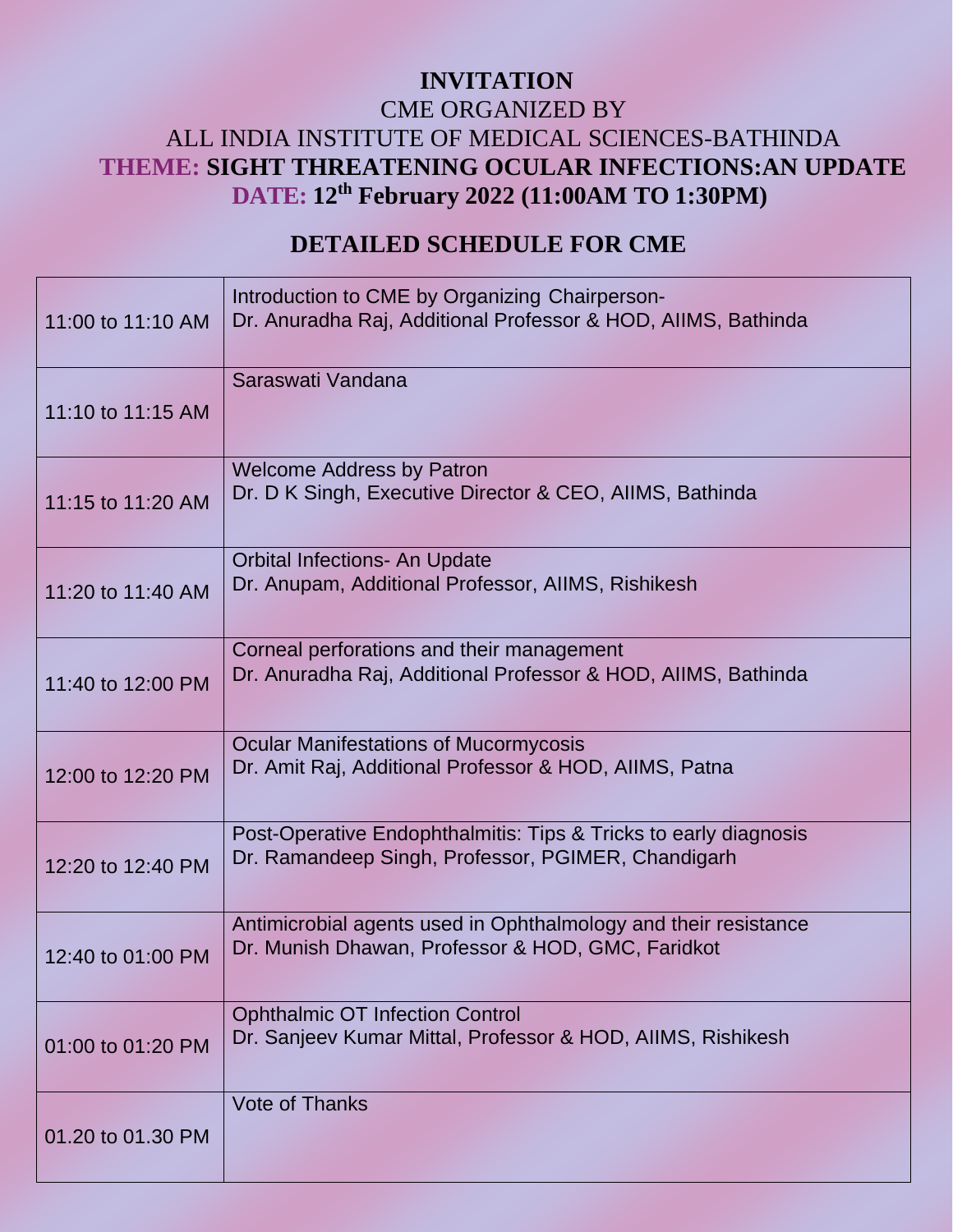# INVITATION

CME ORGANIZED BY

ALL INDIA INSTITUTE OF MEDICAL SCIENCES-BATHINDA

**THEME: SIGHT THREATENING OCULAR INFECTIONS:AN UPDATE**

**DATE: 12th February 2022 (11:00AM TO 1:30PM)**

## DETAILED SCHEDULE FOR CME

| | |
|---|---|
| 11:00 to 11:10 AM | Introduction to CME by Organizing Chairperson-<br>Dr. Anuradha Raj, Additional Professor & HOD, AIIMS, Bathinda |
| 11:10 to 11:15 AM | Saraswati Vandana |
| 11:15 to 11:20 AM | Welcome Address by Patron<br>Dr. D K Singh, Executive Director & CEO, AIIMS, Bathinda |
| 11:20 to 11:40 AM | Orbital Infections- An Update<br>Dr. Anupam, Additional Professor, AIIMS, Rishikesh |
| 11:40 to 12:00 PM | Corneal perforations and their management<br>Dr. Anuradha Raj, Additional Professor & HOD, AIIMS, Bathinda |
| 12:00 to 12:20 PM | Ocular Manifestations of Mucormycosis<br>Dr. Amit Raj, Additional Professor & HOD, AIIMS, Patna |
| 12:20 to 12:40 PM | Post-Operative Endophthalmitis: Tips & Tricks to early diagnosis<br>Dr. Ramandeep Singh, Professor, PGIMER, Chandigarh |
| 12:40 to 01:00 PM | Antimicrobial agents used in Ophthalmology and their resistance<br>Dr. Munish Dhawan, Professor & HOD, GMC, Faridkot |
| 01:00 to 01:20 PM | Ophthalmic OT Infection Control<br>Dr. Sanjeev Kumar Mittal, Professor & HOD, AIIMS, Rishikesh |
| 01.20 to 01.30 PM | Vote of Thanks |